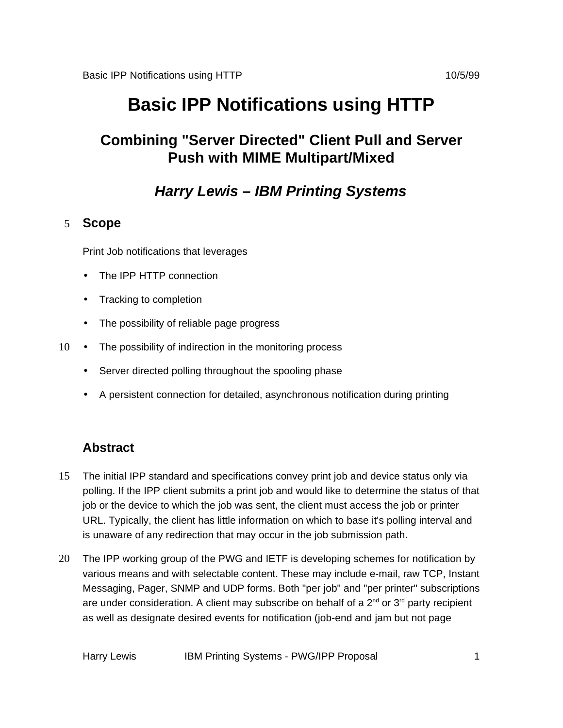# Basic IPP Notifications using HTTP

## Combining "Server Directed" Client Pull and Server Push with MIME Multipart/Mixed

### *Harry Lewis – IBM Printing Systems*

## Scope

Print Job notifications that leverages

- The IPP HTTP connection
- Tracking to completion
- The possibility of reliable page progress
- The possibility of indirection in the monitoring process
- Server directed polling throughout the spooling phase
- A persistent connection for detailed, asynchronous notification during printing

## Abstract

The initial IPP standard and specifications convey print job and device status only via polling. If the IPP client submits a print job and would like to determine the status of that job or the device to which the job was sent, the client must access the job or printer URL. Typically, the client has little information on which to base it's polling interval and is unaware of any redirection that may occur in the job submission path.

The IPP working group of the PWG and IETF is developing schemes for notification by various means and with selectable content. These may include e-mail, raw TCP, Instant Messaging, Pager, SNMP and UDP forms. Both "per job" and "per printer" subscriptions are under consideration. A client may subscribe on behalf of a 2nd or 3rd party recipient as well as designate desired events for notification (job-end and jam but not page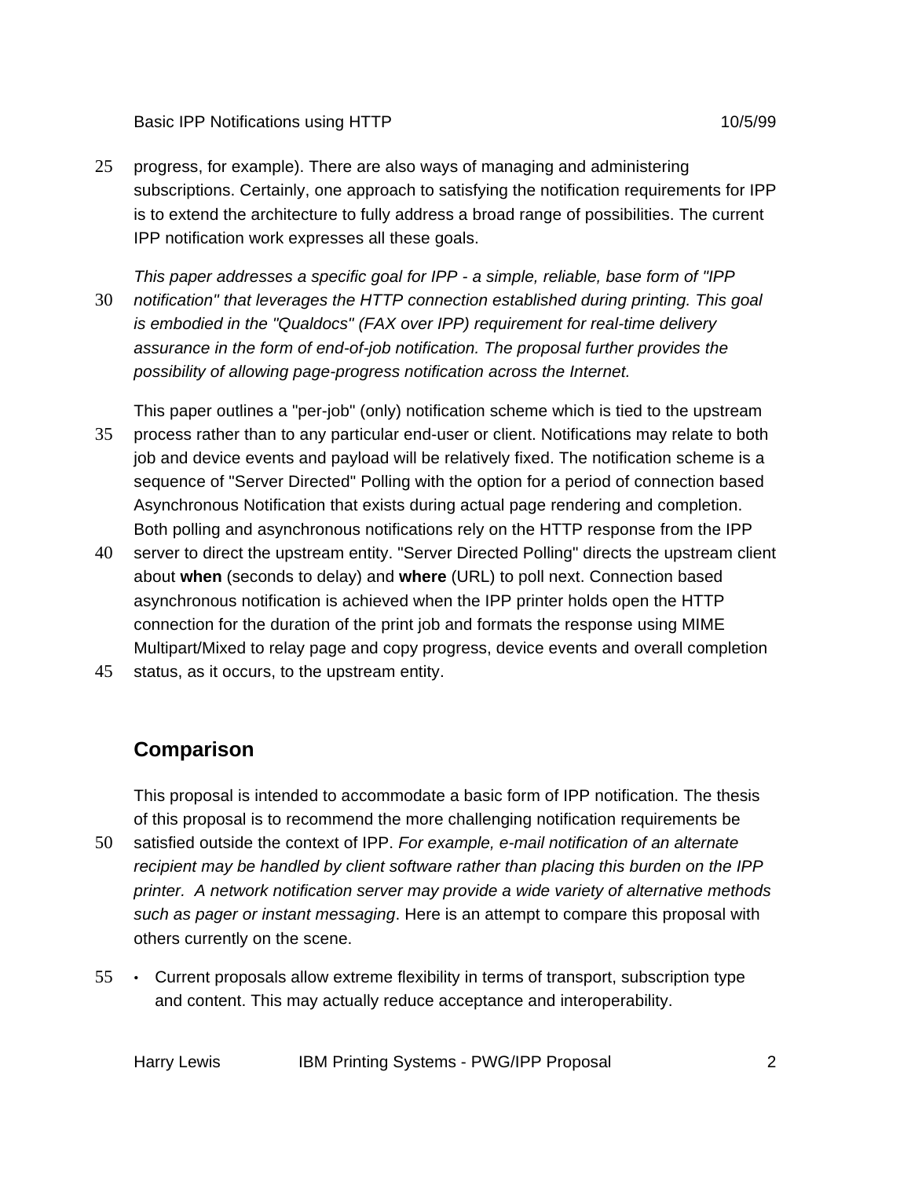progress, for example). There are also ways of managing and administering subscriptions. Certainly, one approach to satisfying the notification requirements for IPP is to extend the architecture to fully address a broad range of possibilities. The current IPP notification work expresses all these goals.

*This paper addresses a specific goal for IPP - a simple, reliable, base form of "IPP notification" that leverages the HTTP connection established during printing. This goal is embodied in the "Qualdocs" (FAX over IPP) requirement for real-time delivery assurance in the form of end-of-job notification. The proposal further provides the possibility of allowing page-progress notification across the Internet.*

This paper outlines a "per-job" (only) notification scheme which is tied to the upstream process rather than to any particular end-user or client. Notifications may relate to both job and device events and payload will be relatively fixed. The notification scheme is a sequence of "Server Directed" Polling with the option for a period of connection based Asynchronous Notification that exists during actual page rendering and completion. Both polling and asynchronous notifications rely on the HTTP response from the IPP server to direct the upstream entity. "Server Directed Polling" directs the upstream client about **when** (seconds to delay) and **where** (URL) to poll next. Connection based asynchronous notification is achieved when the IPP printer holds open the HTTP connection for the duration of the print job and formats the response using MIME Multipart/Mixed to relay page and copy progress, device events and overall completion status, as it occurs, to the upstream entity.

## Comparison

This proposal is intended to accommodate a basic form of IPP notification. The thesis of this proposal is to recommend the more challenging notification requirements be satisfied outside the context of IPP. *For example, e-mail notification of an alternate recipient may be handled by client software rather than placing this burden on the IPP printer. A network notification server may provide a wide variety of alternative methods such as pager or instant messaging*. Here is an attempt to compare this proposal with others currently on the scene.

- Current proposals allow extreme flexibility in terms of transport, subscription type and content. This may actually reduce acceptance and interoperability.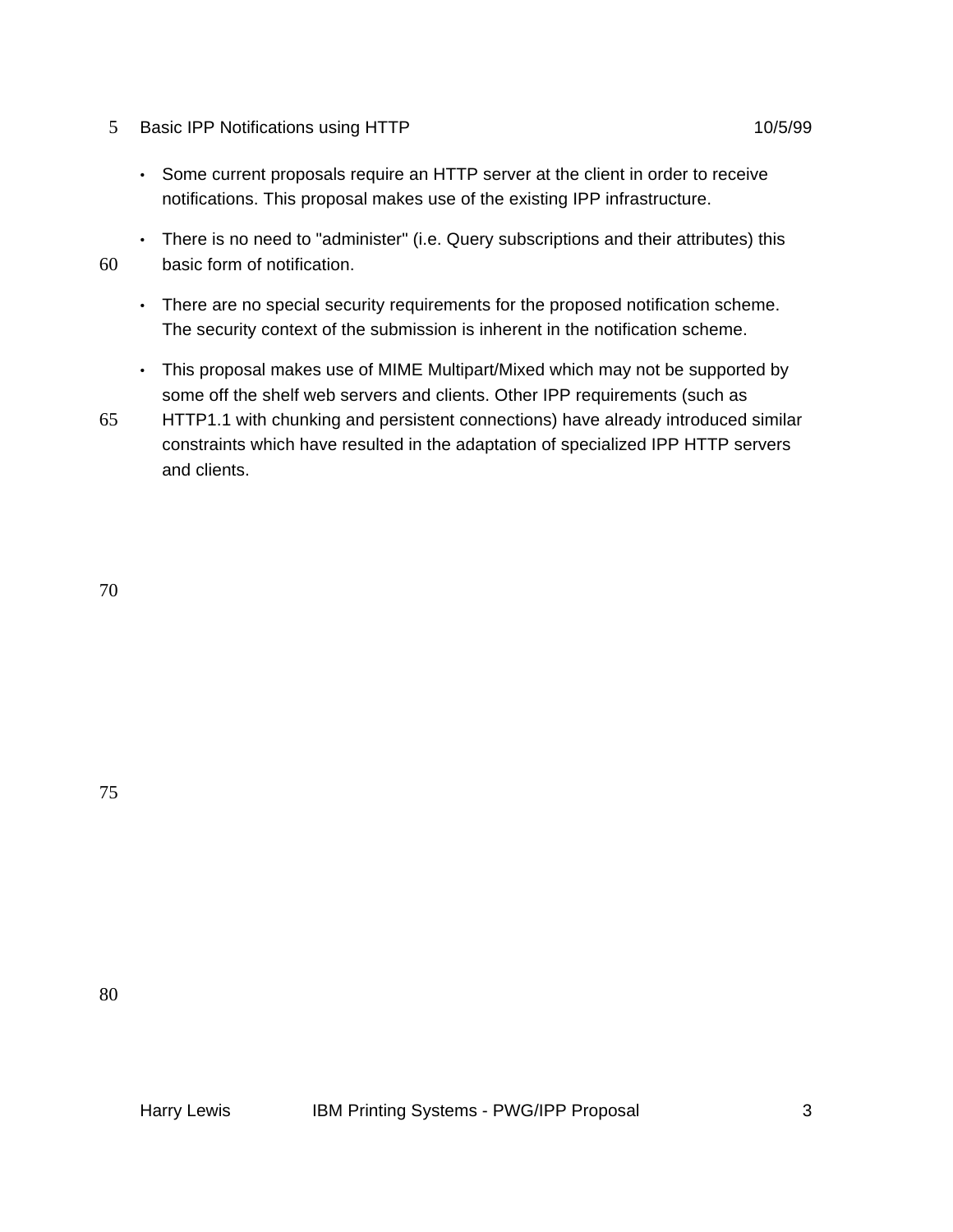- Some current proposals require an HTTP server at the client in order to receive notifications. This proposal makes use of the existing IPP infrastructure.
- There is no need to "administer" (i.e. Query subscriptions and their attributes) this basic form of notification.
- There are no special security requirements for the proposed notification scheme. The security context of the submission is inherent in the notification scheme.
- This proposal makes use of MIME Multipart/Mixed which may not be supported by some off the shelf web servers and clients. Other IPP requirements (such as HTTP1.1 with chunking and persistent connections) have already introduced similar constraints which have resulted in the adaptation of specialized IPP HTTP servers and clients.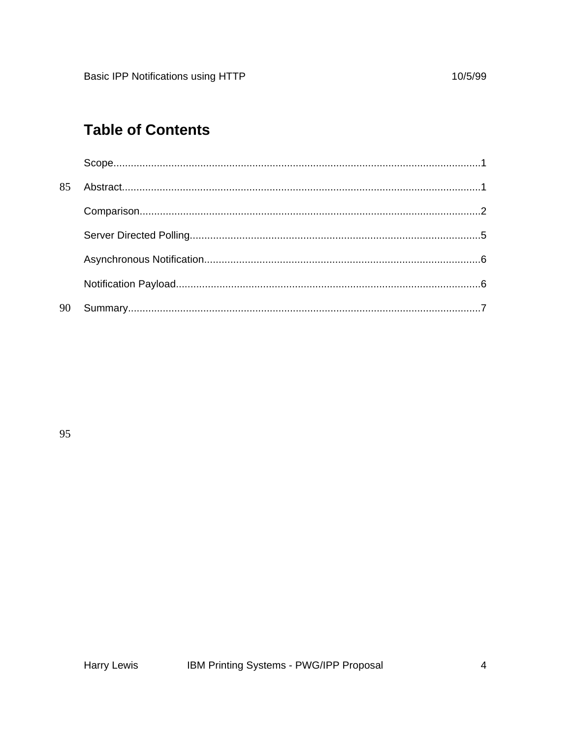## Table of Contents

Scope....................................................................................................................1

Abstract..................................................................................................................1

Comparison............................................................................................................2

Server Directed Polling..........................................................................................5

Asynchronous Notification.....................................................................................6

Notification Payload...............................................................................................6

Summary.................................................................................................................7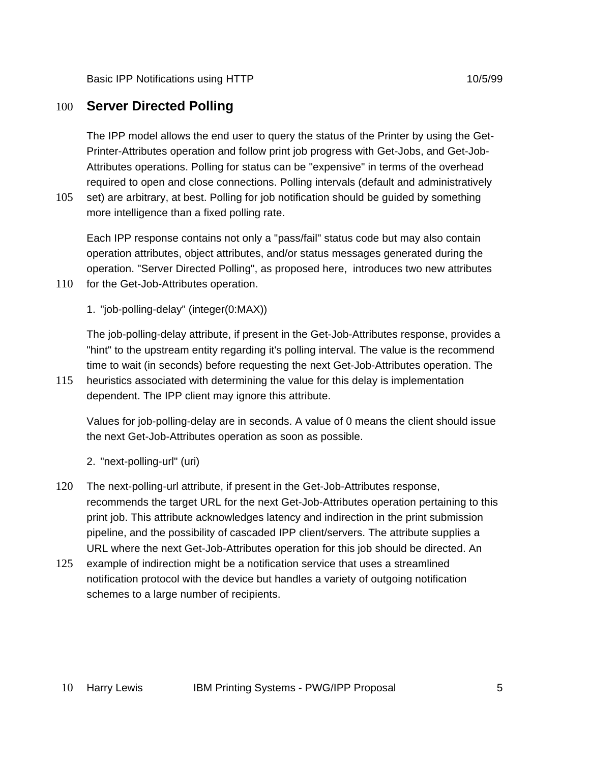## Server Directed Polling

The IPP model allows the end user to query the status of the Printer by using the Get-Printer-Attributes operation and follow print job progress with Get-Jobs, and Get-Job-Attributes operations. Polling for status can be "expensive" in terms of the overhead required to open and close connections. Polling intervals (default and administratively set) are arbitrary, at best. Polling for job notification should be guided by something more intelligence than a fixed polling rate.

Each IPP response contains not only a "pass/fail" status code but may also contain operation attributes, object attributes, and/or status messages generated during the operation. "Server Directed Polling", as proposed here, introduces two new attributes for the Get-Job-Attributes operation.

1. "job-polling-delay" (integer(0:MAX))

The job-polling-delay attribute, if present in the Get-Job-Attributes response, provides a "hint" to the upstream entity regarding it's polling interval. The value is the recommend time to wait (in seconds) before requesting the next Get-Job-Attributes operation. The heuristics associated with determining the value for this delay is implementation dependent. The IPP client may ignore this attribute.

Values for job-polling-delay are in seconds. A value of 0 means the client should issue the next Get-Job-Attributes operation as soon as possible.

2. "next-polling-url" (uri)

The next-polling-url attribute, if present in the Get-Job-Attributes response, recommends the target URL for the next Get-Job-Attributes operation pertaining to this print job. This attribute acknowledges latency and indirection in the print submission pipeline, and the possibility of cascaded IPP client/servers. The attribute supplies a URL where the next Get-Job-Attributes operation for this job should be directed. An example of indirection might be a notification service that uses a streamlined notification protocol with the device but handles a variety of outgoing notification schemes to a large number of recipients.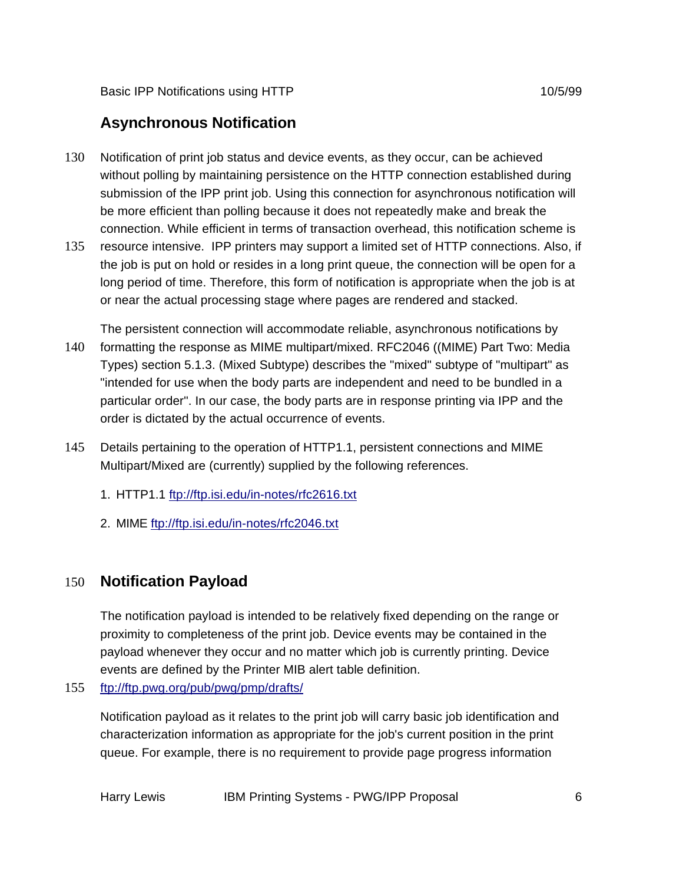## Asynchronous Notification

Notification of print job status and device events, as they occur, can be achieved without polling by maintaining persistence on the HTTP connection established during submission of the IPP print job. Using this connection for asynchronous notification will be more efficient than polling because it does not repeatedly make and break the connection. While efficient in terms of transaction overhead, this notification scheme is resource intensive. IPP printers may support a limited set of HTTP connections. Also, if the job is put on hold or resides in a long print queue, the connection will be open for a long period of time. Therefore, this form of notification is appropriate when the job is at or near the actual processing stage where pages are rendered and stacked.

The persistent connection will accommodate reliable, asynchronous notifications by formatting the response as MIME multipart/mixed. RFC2046 ((MIME) Part Two: Media Types) section 5.1.3. (Mixed Subtype) describes the "mixed" subtype of "multipart" as "intended for use when the body parts are independent and need to be bundled in a particular order". In our case, the body parts are in response printing via IPP and the order is dictated by the actual occurrence of events.

Details pertaining to the operation of HTTP1.1, persistent connections and MIME Multipart/Mixed are (currently) supplied by the following references.

1. HTTP1.1 ftp://ftp.isi.edu/in-notes/rfc2616.txt
2. MIME ftp://ftp.isi.edu/in-notes/rfc2046.txt

## Notification Payload

The notification payload is intended to be relatively fixed depending on the range or proximity to completeness of the print job. Device events may be contained in the payload whenever they occur and no matter which job is currently printing. Device events are defined by the Printer MIB alert table definition.
ftp://ftp.pwg.org/pub/pwg/pmp/drafts/

Notification payload as it relates to the print job will carry basic job identification and characterization information as appropriate for the job's current position in the print queue. For example, there is no requirement to provide page progress information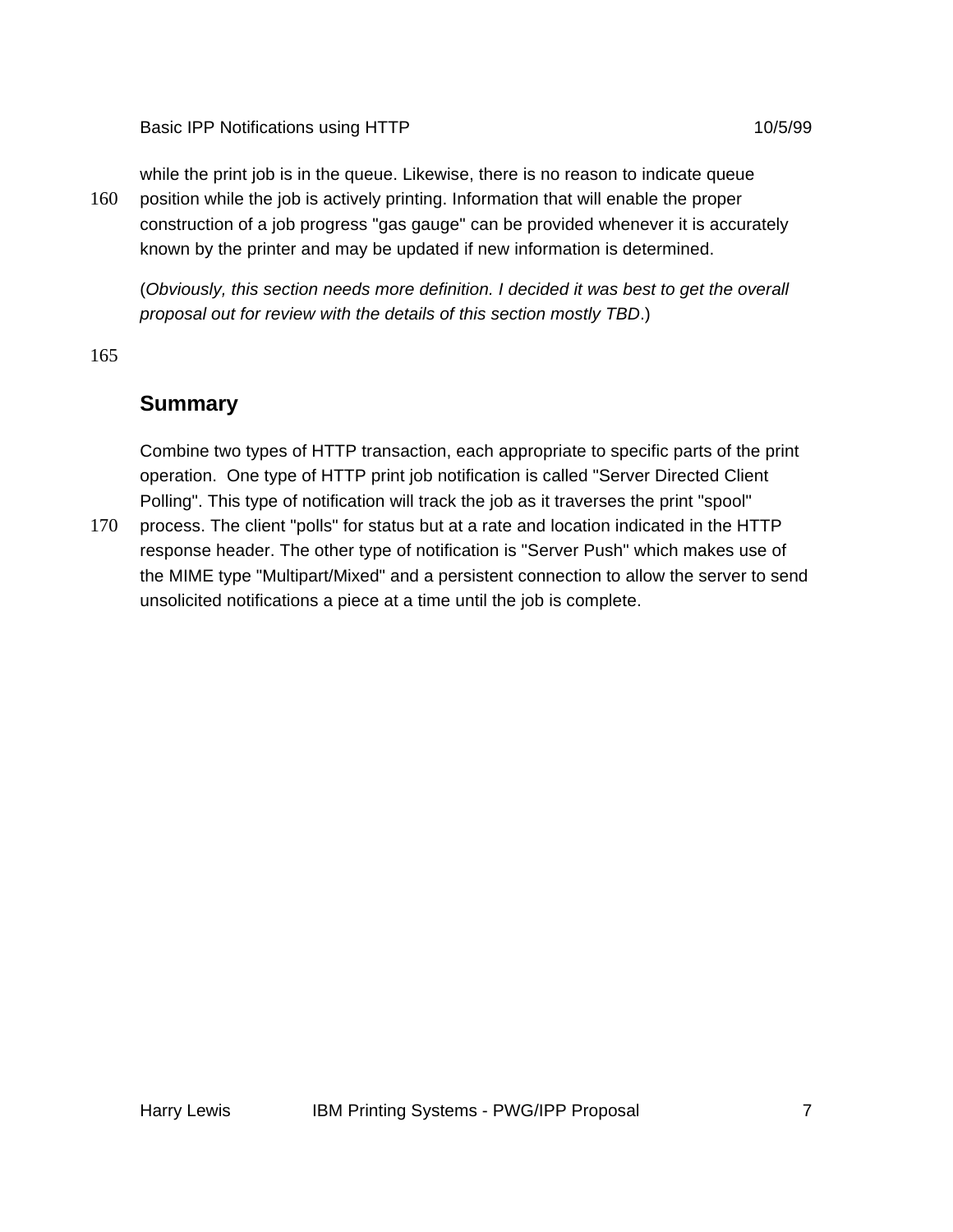while the print job is in the queue. Likewise, there is no reason to indicate queue position while the job is actively printing. Information that will enable the proper construction of a job progress "gas gauge" can be provided whenever it is accurately known by the printer and may be updated if new information is determined.

(*Obviously, this section needs more definition. I decided it was best to get the overall proposal out for review with the details of this section mostly TBD*.)

## Summary

Combine two types of HTTP transaction, each appropriate to specific parts of the print operation. One type of HTTP print job notification is called "Server Directed Client Polling". This type of notification will track the job as it traverses the print "spool" process. The client "polls" for status but at a rate and location indicated in the HTTP response header. The other type of notification is "Server Push" which makes use of the MIME type "Multipart/Mixed" and a persistent connection to allow the server to send unsolicited notifications a piece at a time until the job is complete.